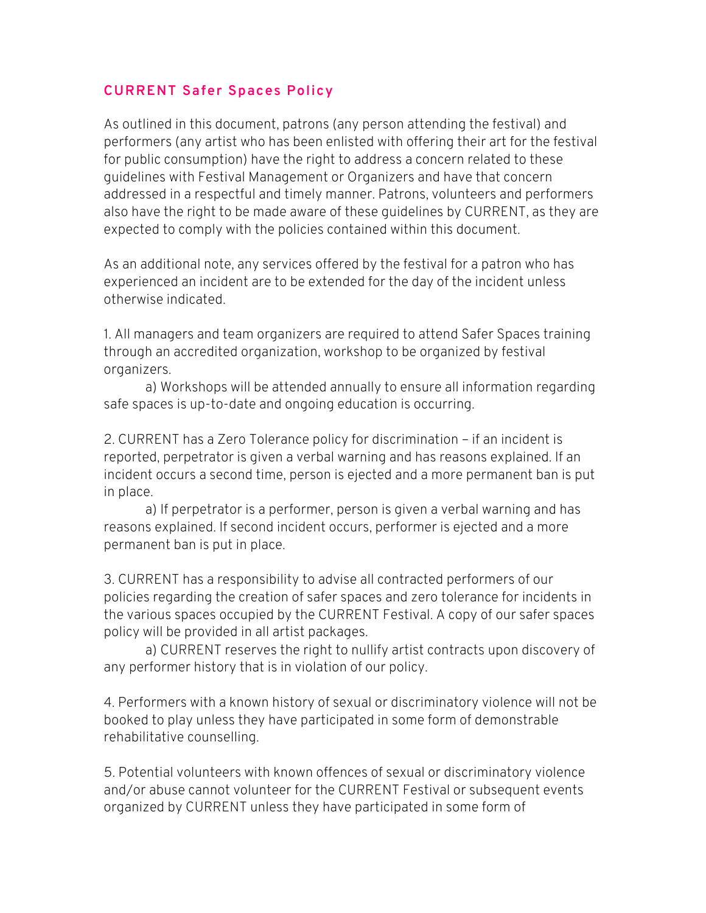## CURRENT Safer Spaces Policy

As outlined in this document, patrons (any person attending the festival) and performers (any artist who has been enlisted with offering their art for the festival for public consumption) have the right to address a concern related to these guidelines with Festival Management or Organizers and have that concern addressed in a respectful and timely manner. Patrons, volunteers and performers also have the right to be made aware of these guidelines by CURRENT, as they are expected to comply with the policies contained within this document.

As an additional note, any services offered by the festival for a patron who has experienced an incident are to be extended for the day of the incident unless otherwise indicated.

1. All managers and team organizers are required to attend Safer Spaces training through an accredited organization, workshop to be organized by festival organizers.
    a) Workshops will be attended annually to ensure all information regarding safe spaces is up-to-date and ongoing education is occurring.

2. CURRENT has a Zero Tolerance policy for discrimination – if an incident is reported, perpetrator is given a verbal warning and has reasons explained. If an incident occurs a second time, person is ejected and a more permanent ban is put in place.
    a) If perpetrator is a performer, person is given a verbal warning and has reasons explained. If second incident occurs, performer is ejected and a more permanent ban is put in place.

3. CURRENT has a responsibility to advise all contracted performers of our policies regarding the creation of safer spaces and zero tolerance for incidents in the various spaces occupied by the CURRENT Festival. A copy of our safer spaces policy will be provided in all artist packages.
    a) CURRENT reserves the right to nullify artist contracts upon discovery of any performer history that is in violation of our policy.

4. Performers with a known history of sexual or discriminatory violence will not be booked to play unless they have participated in some form of demonstrable rehabilitative counselling.

5. Potential volunteers with known offences of sexual or discriminatory violence and/or abuse cannot volunteer for the CURRENT Festival or subsequent events organized by CURRENT unless they have participated in some form of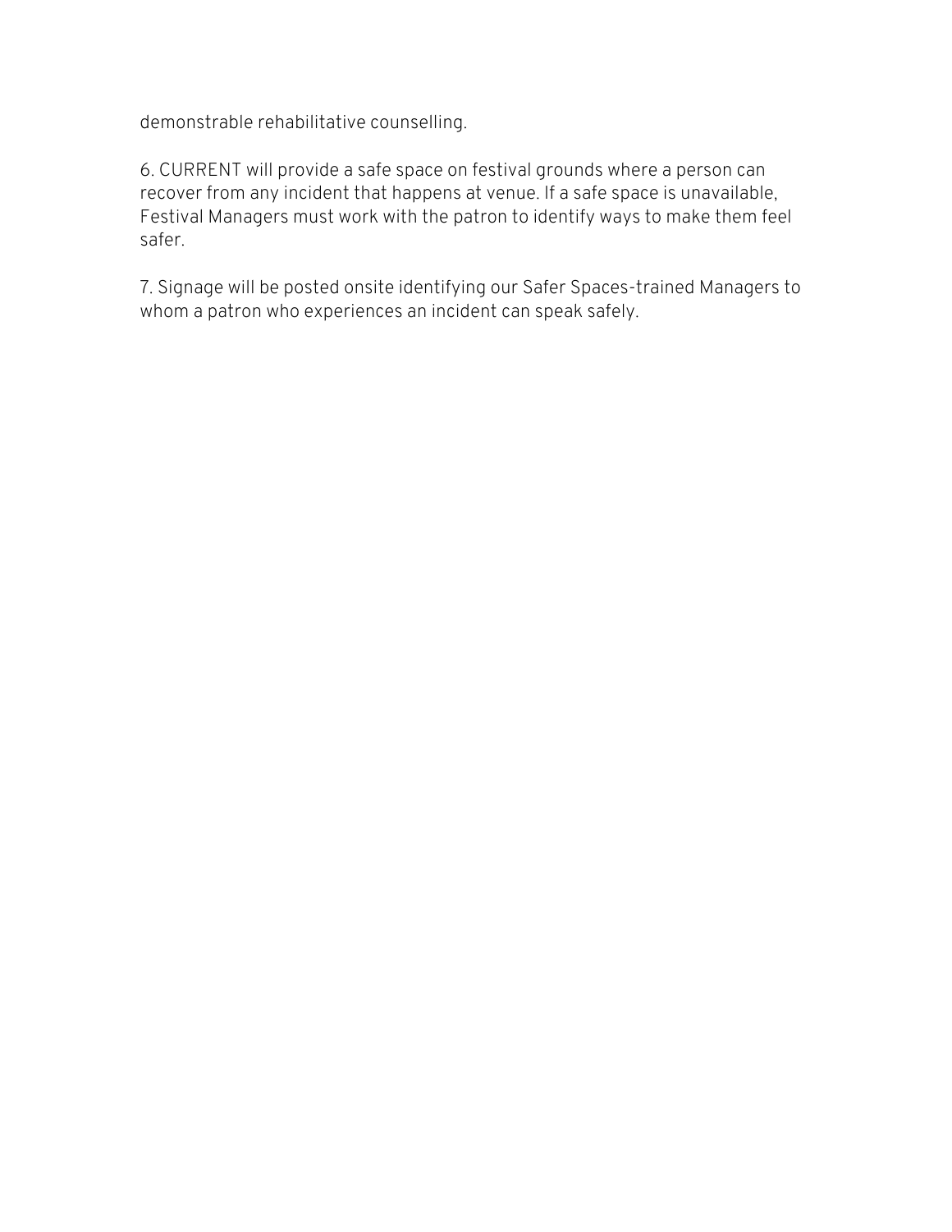demonstrable rehabilitative counselling.

6. CURRENT will provide a safe space on festival grounds where a person can recover from any incident that happens at venue. If a safe space is unavailable, Festival Managers must work with the patron to identify ways to make them feel safer.

7. Signage will be posted onsite identifying our Safer Spaces-trained Managers to whom a patron who experiences an incident can speak safely.